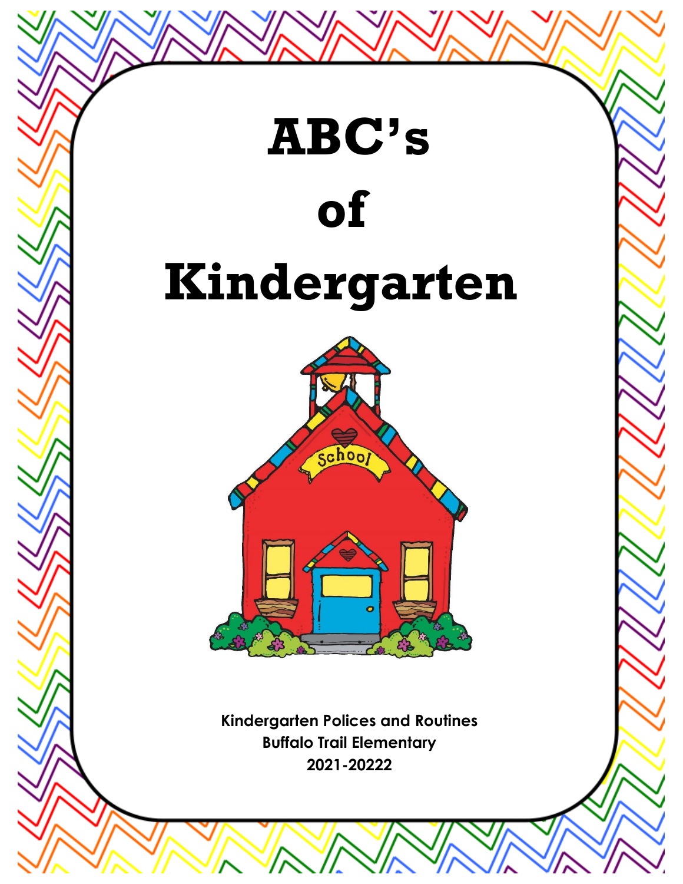# ABC's of Kindergarten

**Kindergarten Polices and Routines**
**Buffalo Trail Elementary**
**2021-20222**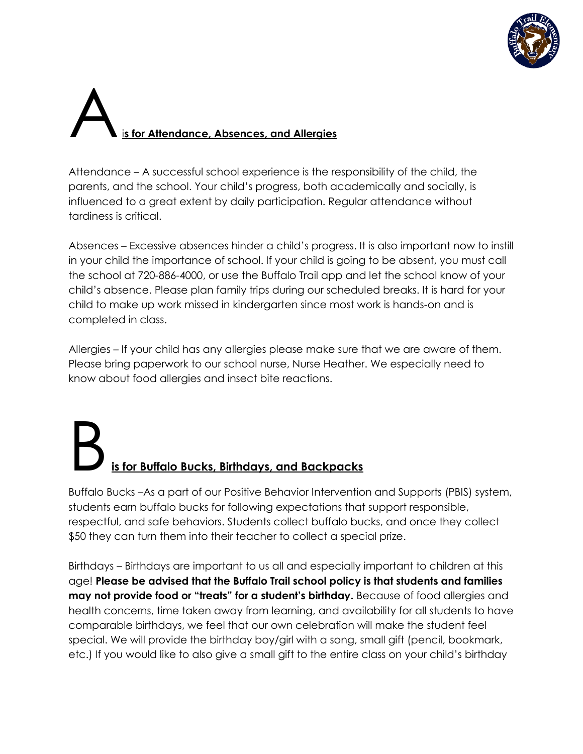# A is for Attendance, Absences, and Allergies

Attendance – A successful school experience is the responsibility of the child, the parents, and the school. Your child's progress, both academically and socially, is influenced to a great extent by daily participation. Regular attendance without tardiness is critical.

Absences – Excessive absences hinder a child's progress. It is also important now to instill in your child the importance of school. If your child is going to be absent, you must call the school at 720-886-4000, or use the Buffalo Trail app and let the school know of your child's absence. Please plan family trips during our scheduled breaks. It is hard for your child to make up work missed in kindergarten since most work is hands-on and is completed in class.

Allergies – If your child has any allergies please make sure that we are aware of them. Please bring paperwork to our school nurse, Nurse Heather. We especially need to know about food allergies and insect bite reactions.

# B is for Buffalo Bucks, Birthdays, and Backpacks

Buffalo Bucks –As a part of our Positive Behavior Intervention and Supports (PBIS) system, students earn buffalo bucks for following expectations that support responsible, respectful, and safe behaviors. Students collect buffalo bucks, and once they collect $50 they can turn them into their teacher to collect a special prize.

Birthdays – Birthdays are important to us all and especially important to children at this age! **Please be advised that the Buffalo Trail school policy is that students and families may not provide food or "treats" for a student's birthday.** Because of food allergies and health concerns, time taken away from learning, and availability for all students to have comparable birthdays, we feel that our own celebration will make the student feel special. We will provide the birthday boy/girl with a song, small gift (pencil, bookmark, etc.) If you would like to also give a small gift to the entire class on your child's birthday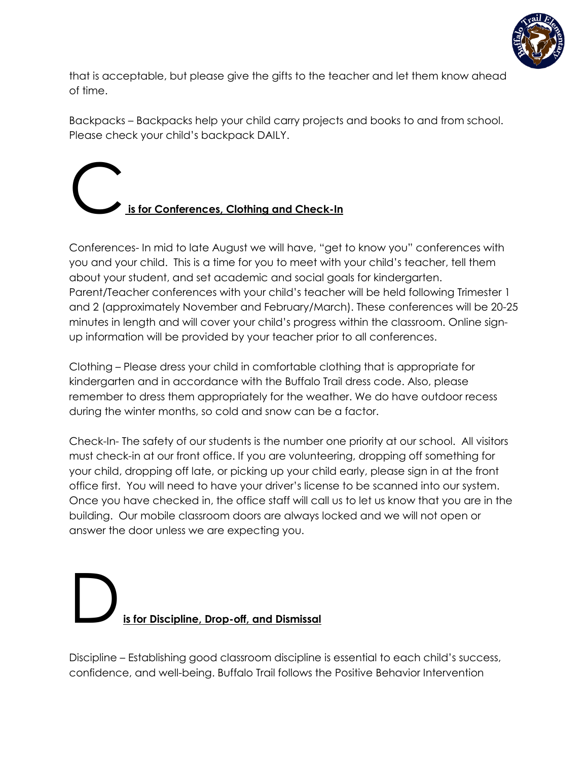that is acceptable, but please give the gifts to the teacher and let them know ahead of time.

Backpacks – Backpacks help your child carry projects and books to and from school. Please check your child's backpack DAILY.

## C **is for Conferences, Clothing and Check-In**

Conferences- In mid to late August we will have, "get to know you" conferences with you and your child. This is a time for you to meet with your child's teacher, tell them about your student, and set academic and social goals for kindergarten. Parent/Teacher conferences with your child's teacher will be held following Trimester 1 and 2 (approximately November and February/March). These conferences will be 20-25 minutes in length and will cover your child's progress within the classroom. Online sign-up information will be provided by your teacher prior to all conferences.

Clothing – Please dress your child in comfortable clothing that is appropriate for kindergarten and in accordance with the Buffalo Trail dress code. Also, please remember to dress them appropriately for the weather. We do have outdoor recess during the winter months, so cold and snow can be a factor.

Check-In- The safety of our students is the number one priority at our school. All visitors must check-in at our front office. If you are volunteering, dropping off something for your child, dropping off late, or picking up your child early, please sign in at the front office first. You will need to have your driver's license to be scanned into our system. Once you have checked in, the office staff will call us to let us know that you are in the building. Our mobile classroom doors are always locked and we will not open or answer the door unless we are expecting you.

## D **is for Discipline, Drop-off, and Dismissal**

Discipline – Establishing good classroom discipline is essential to each child's success, confidence, and well-being. Buffalo Trail follows the Positive Behavior Intervention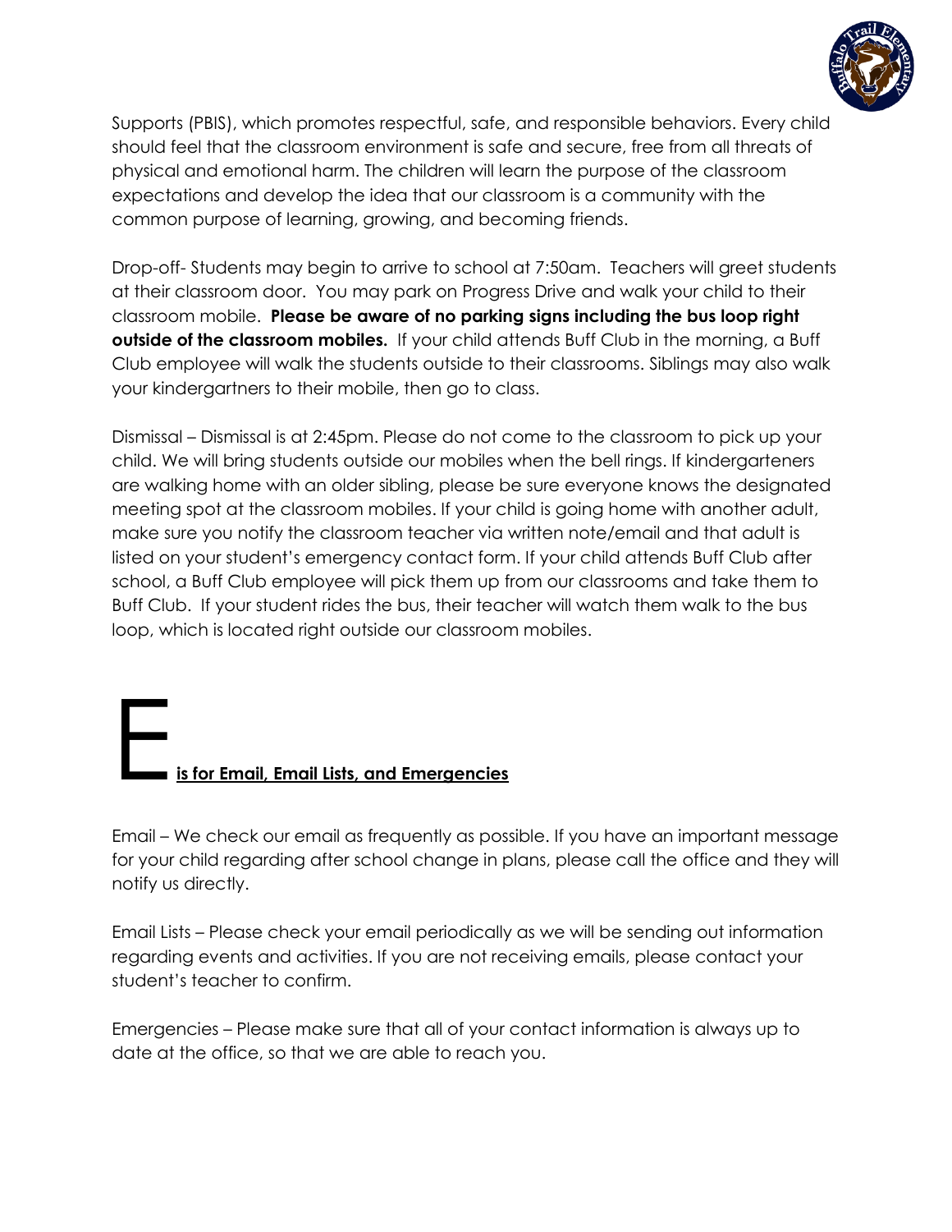Supports (PBIS), which promotes respectful, safe, and responsible behaviors. Every child should feel that the classroom environment is safe and secure, free from all threats of physical and emotional harm. The children will learn the purpose of the classroom expectations and develop the idea that our classroom is a community with the common purpose of learning, growing, and becoming friends.

Drop-off- Students may begin to arrive to school at 7:50am. Teachers will greet students at their classroom door. You may park on Progress Drive and walk your child to their classroom mobile. **Please be aware of no parking signs including the bus loop right outside of the classroom mobiles.** If your child attends Buff Club in the morning, a Buff Club employee will walk the students outside to their classrooms. Siblings may also walk your kindergartners to their mobile, then go to class.

Dismissal – Dismissal is at 2:45pm. Please do not come to the classroom to pick up your child. We will bring students outside our mobiles when the bell rings. If kindergarteners are walking home with an older sibling, please be sure everyone knows the designated meeting spot at the classroom mobiles. If your child is going home with another adult, make sure you notify the classroom teacher via written note/email and that adult is listed on your student's emergency contact form. If your child attends Buff Club after school, a Buff Club employee will pick them up from our classrooms and take them to Buff Club. If your student rides the bus, their teacher will watch them walk to the bus loop, which is located right outside our classroom mobiles.

## E **is for Email, Email Lists, and Emergencies**

Email – We check our email as frequently as possible. If you have an important message for your child regarding after school change in plans, please call the office and they will notify us directly.

Email Lists – Please check your email periodically as we will be sending out information regarding events and activities. If you are not receiving emails, please contact your student's teacher to confirm.

Emergencies – Please make sure that all of your contact information is always up to date at the office, so that we are able to reach you.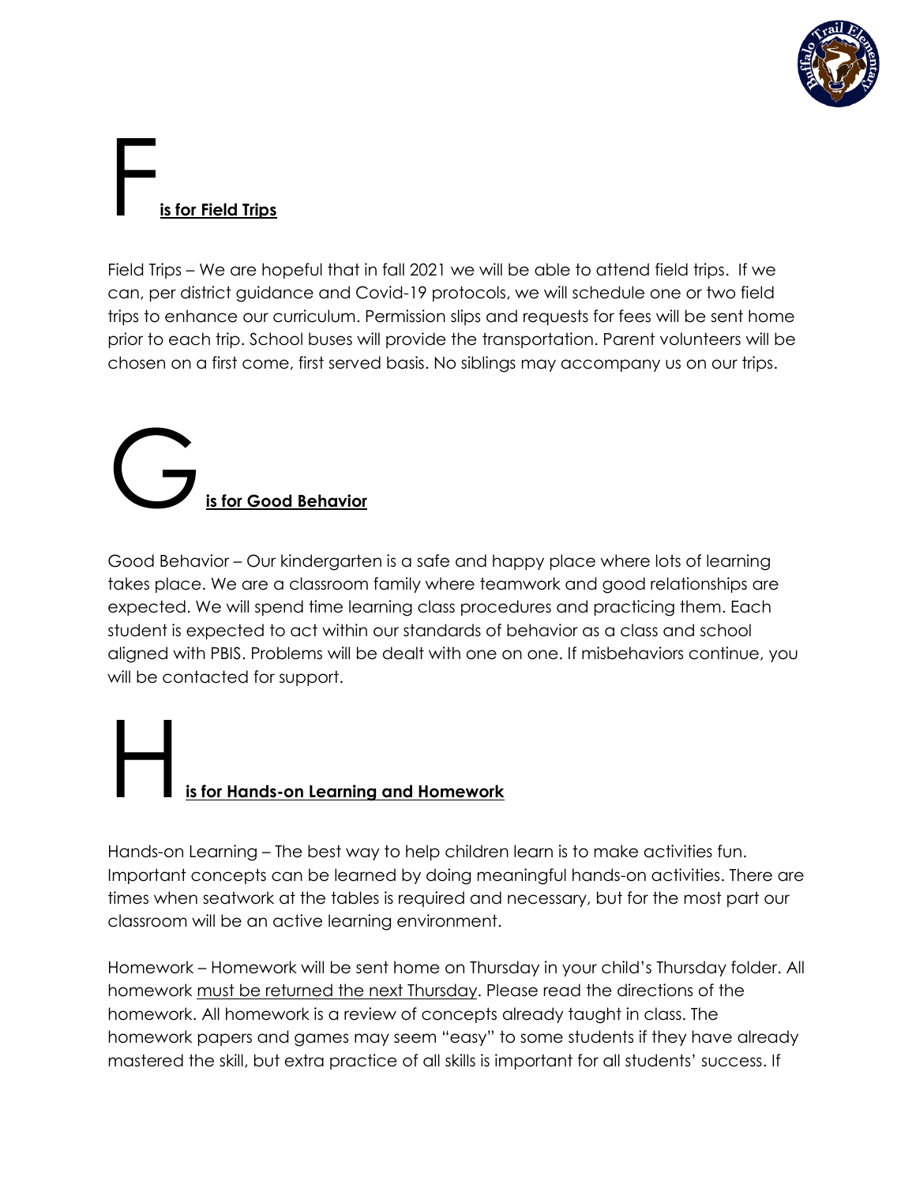## F is for Field Trips

Field Trips – We are hopeful that in fall 2021 we will be able to attend field trips. If we can, per district guidance and Covid-19 protocols, we will schedule one or two field trips to enhance our curriculum. Permission slips and requests for fees will be sent home prior to each trip. School buses will provide the transportation. Parent volunteers will be chosen on a first come, first served basis. No siblings may accompany us on our trips.

## G is for Good Behavior

Good Behavior – Our kindergarten is a safe and happy place where lots of learning takes place. We are a classroom family where teamwork and good relationships are expected. We will spend time learning class procedures and practicing them. Each student is expected to act within our standards of behavior as a class and school aligned with PBIS. Problems will be dealt with one on one. If misbehaviors continue, you will be contacted for support.

## H is for Hands-on Learning and Homework

Hands-on Learning – The best way to help children learn is to make activities fun. Important concepts can be learned by doing meaningful hands-on activities. There are times when seatwork at the tables is required and necessary, but for the most part our classroom will be an active learning environment.

Homework – Homework will be sent home on Thursday in your child's Thursday folder. All homework must be returned the next Thursday. Please read the directions of the homework. All homework is a review of concepts already taught in class. The homework papers and games may seem "easy" to some students if they have already mastered the skill, but extra practice of all skills is important for all students' success. If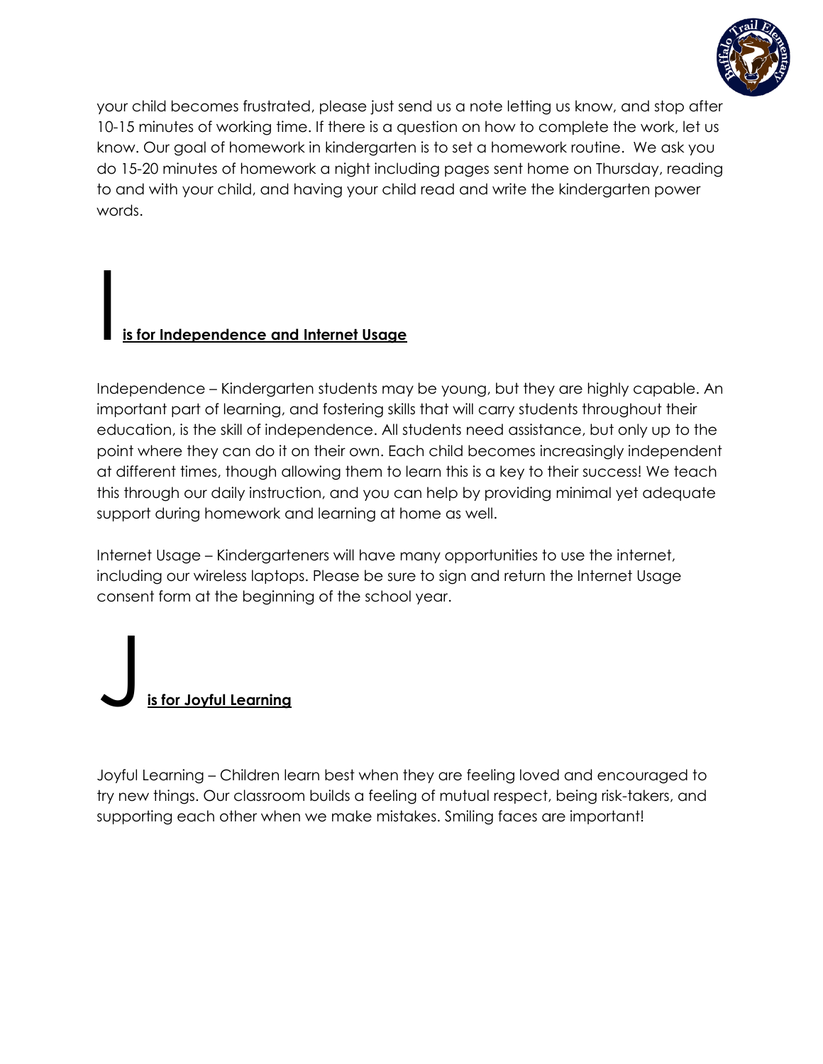your child becomes frustrated, please just send us a note letting us know, and stop after 10-15 minutes of working time. If there is a question on how to complete the work, let us know. Our goal of homework in kindergarten is to set a homework routine. We ask you do 15-20 minutes of homework a night including pages sent home on Thursday, reading to and with your child, and having your child read and write the kindergarten power words.

## I **is for Independence and Internet Usage**

Independence – Kindergarten students may be young, but they are highly capable. An important part of learning, and fostering skills that will carry students throughout their education, is the skill of independence. All students need assistance, but only up to the point where they can do it on their own. Each child becomes increasingly independent at different times, though allowing them to learn this is a key to their success! We teach this through our daily instruction, and you can help by providing minimal yet adequate support during homework and learning at home as well.

Internet Usage – Kindergarteners will have many opportunities to use the internet, including our wireless laptops. Please be sure to sign and return the Internet Usage consent form at the beginning of the school year.

## J **is for Joyful Learning**

Joyful Learning – Children learn best when they are feeling loved and encouraged to try new things. Our classroom builds a feeling of mutual respect, being risk-takers, and supporting each other when we make mistakes. Smiling faces are important!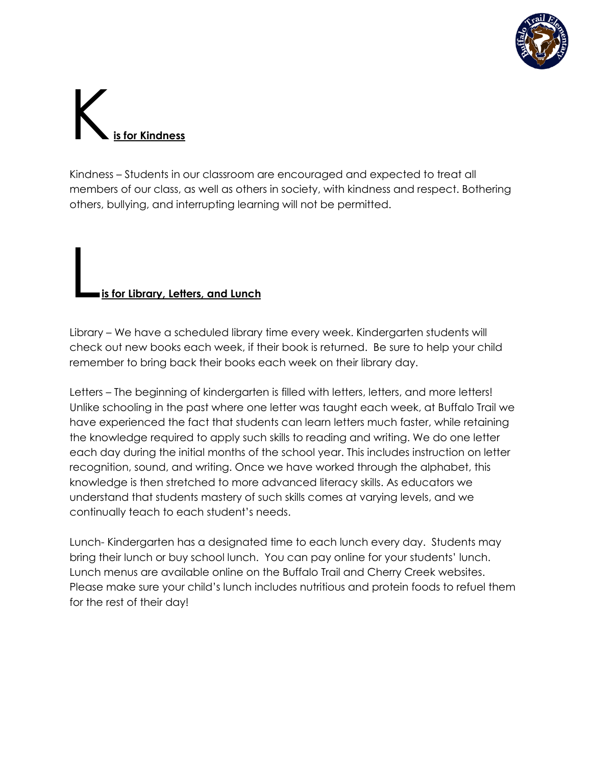# K is for Kindness

Kindness – Students in our classroom are encouraged and expected to treat all members of our class, as well as others in society, with kindness and respect. Bothering others, bullying, and interrupting learning will not be permitted.

# L is for Library, Letters, and Lunch

Library – We have a scheduled library time every week. Kindergarten students will check out new books each week, if their book is returned. Be sure to help your child remember to bring back their books each week on their library day.

Letters – The beginning of kindergarten is filled with letters, letters, and more letters! Unlike schooling in the past where one letter was taught each week, at Buffalo Trail we have experienced the fact that students can learn letters much faster, while retaining the knowledge required to apply such skills to reading and writing. We do one letter each day during the initial months of the school year. This includes instruction on letter recognition, sound, and writing. Once we have worked through the alphabet, this knowledge is then stretched to more advanced literacy skills. As educators we understand that students mastery of such skills comes at varying levels, and we continually teach to each student's needs.

Lunch- Kindergarten has a designated time to each lunch every day. Students may bring their lunch or buy school lunch. You can pay online for your students' lunch. Lunch menus are available online on the Buffalo Trail and Cherry Creek websites. Please make sure your child's lunch includes nutritious and protein foods to refuel them for the rest of their day!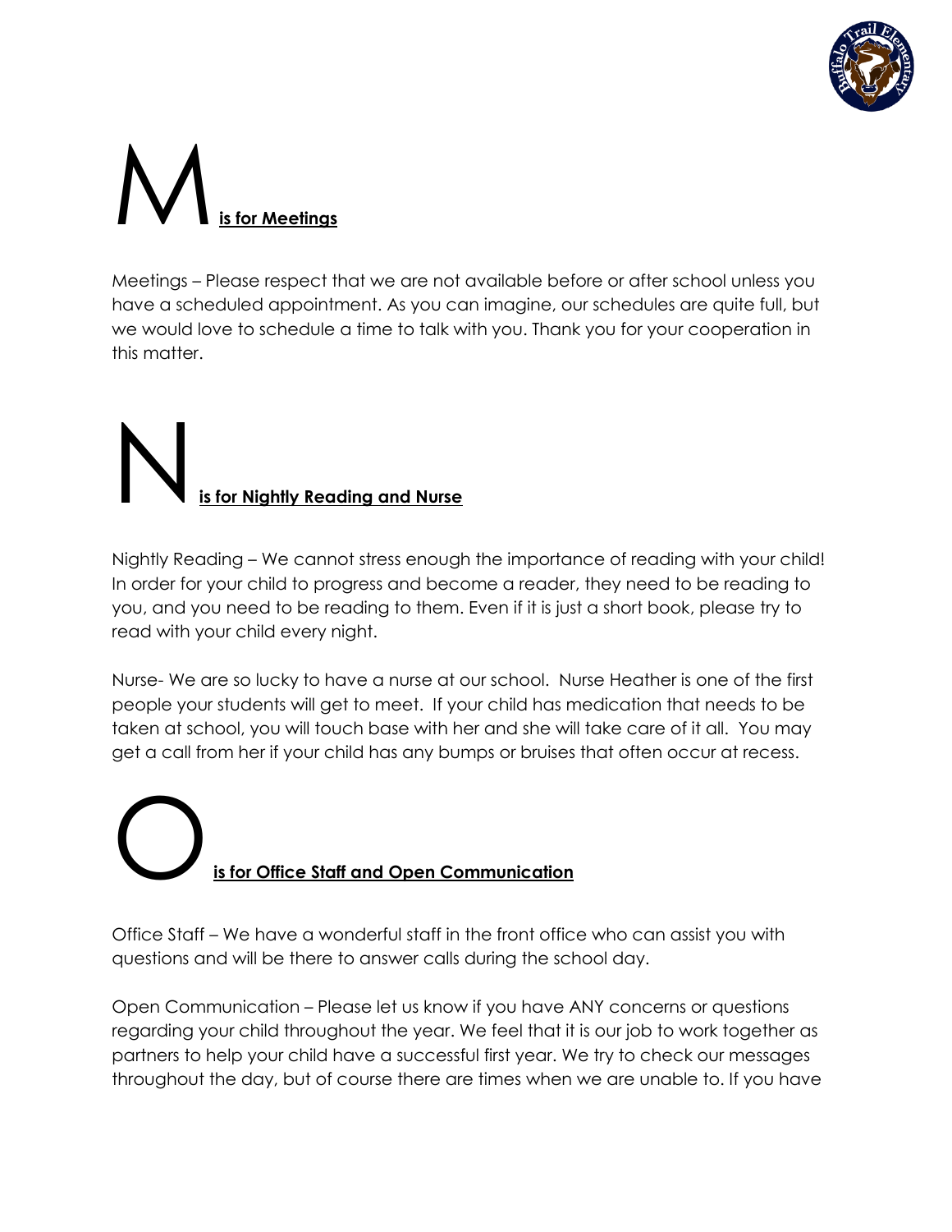## M is for Meetings

Meetings – Please respect that we are not available before or after school unless you have a scheduled appointment. As you can imagine, our schedules are quite full, but we would love to schedule a time to talk with you. Thank you for your cooperation in this matter.

## N is for Nightly Reading and Nurse

Nightly Reading – We cannot stress enough the importance of reading with your child! In order for your child to progress and become a reader, they need to be reading to you, and you need to be reading to them. Even if it is just a short book, please try to read with your child every night.

Nurse- We are so lucky to have a nurse at our school. Nurse Heather is one of the first people your students will get to meet. If your child has medication that needs to be taken at school, you will touch base with her and she will take care of it all. You may get a call from her if your child has any bumps or bruises that often occur at recess.

## O is for Office Staff and Open Communication

Office Staff – We have a wonderful staff in the front office who can assist you with questions and will be there to answer calls during the school day.

Open Communication – Please let us know if you have ANY concerns or questions regarding your child throughout the year. We feel that it is our job to work together as partners to help your child have a successful first year. We try to check our messages throughout the day, but of course there are times when we are unable to. If you have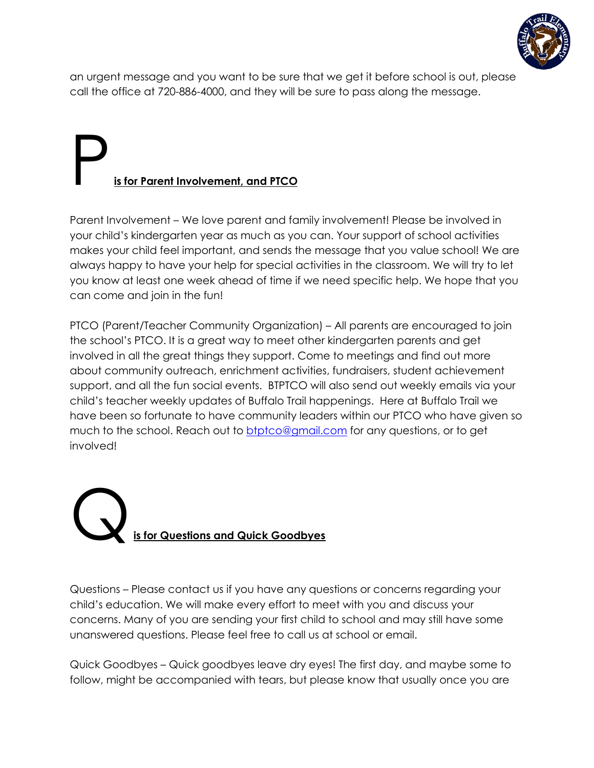an urgent message and you want to be sure that we get it before school is out, please call the office at 720-886-4000, and they will be sure to pass along the message.

## P **is for Parent Involvement, and PTCO**

Parent Involvement – We love parent and family involvement! Please be involved in your child's kindergarten year as much as you can. Your support of school activities makes your child feel important, and sends the message that you value school! We are always happy to have your help for special activities in the classroom. We will try to let you know at least one week ahead of time if we need specific help. We hope that you can come and join in the fun!

PTCO (Parent/Teacher Community Organization) – All parents are encouraged to join the school's PTCO. It is a great way to meet other kindergarten parents and get involved in all the great things they support. Come to meetings and find out more about community outreach, enrichment activities, fundraisers, student achievement support, and all the fun social events. BTPTCO will also send out weekly emails via your child's teacher weekly updates of Buffalo Trail happenings. Here at Buffalo Trail we have been so fortunate to have community leaders within our PTCO who have given so much to the school. Reach out to btptco@gmail.com for any questions, or to get involved!

## Q **is for Questions and Quick Goodbyes**

Questions – Please contact us if you have any questions or concerns regarding your child's education. We will make every effort to meet with you and discuss your concerns. Many of you are sending your first child to school and may still have some unanswered questions. Please feel free to call us at school or email.

Quick Goodbyes – Quick goodbyes leave dry eyes! The first day, and maybe some to follow, might be accompanied with tears, but please know that usually once you are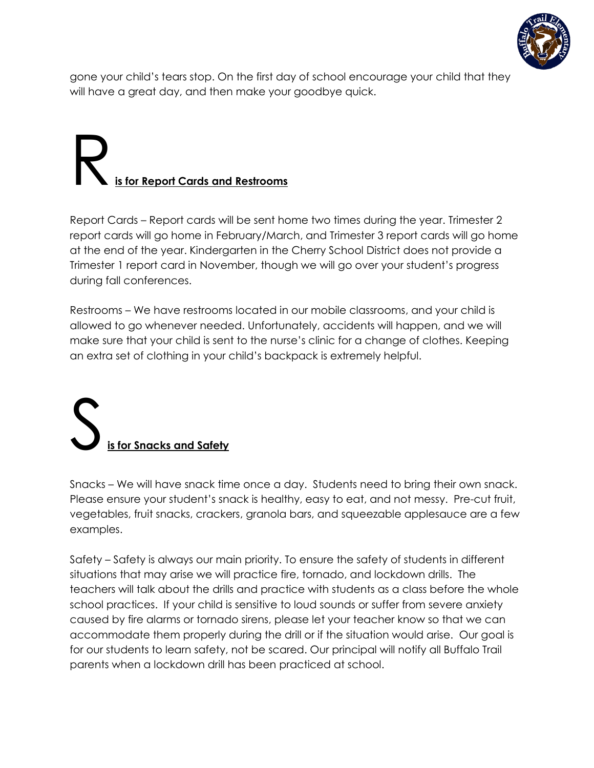gone your child's tears stop. On the first day of school encourage your child that they will have a great day, and then make your goodbye quick.

## R is for Report Cards and Restrooms

Report Cards – Report cards will be sent home two times during the year. Trimester 2 report cards will go home in February/March, and Trimester 3 report cards will go home at the end of the year. Kindergarten in the Cherry School District does not provide a Trimester 1 report card in November, though we will go over your student's progress during fall conferences.

Restrooms – We have restrooms located in our mobile classrooms, and your child is allowed to go whenever needed. Unfortunately, accidents will happen, and we will make sure that your child is sent to the nurse's clinic for a change of clothes. Keeping an extra set of clothing in your child's backpack is extremely helpful.

## S is for Snacks and Safety

Snacks – We will have snack time once a day. Students need to bring their own snack. Please ensure your student's snack is healthy, easy to eat, and not messy. Pre-cut fruit, vegetables, fruit snacks, crackers, granola bars, and squeezable applesauce are a few examples.

Safety – Safety is always our main priority. To ensure the safety of students in different situations that may arise we will practice fire, tornado, and lockdown drills. The teachers will talk about the drills and practice with students as a class before the whole school practices. If your child is sensitive to loud sounds or suffer from severe anxiety caused by fire alarms or tornado sirens, please let your teacher know so that we can accommodate them properly during the drill or if the situation would arise. Our goal is for our students to learn safety, not be scared. Our principal will notify all Buffalo Trail parents when a lockdown drill has been practiced at school.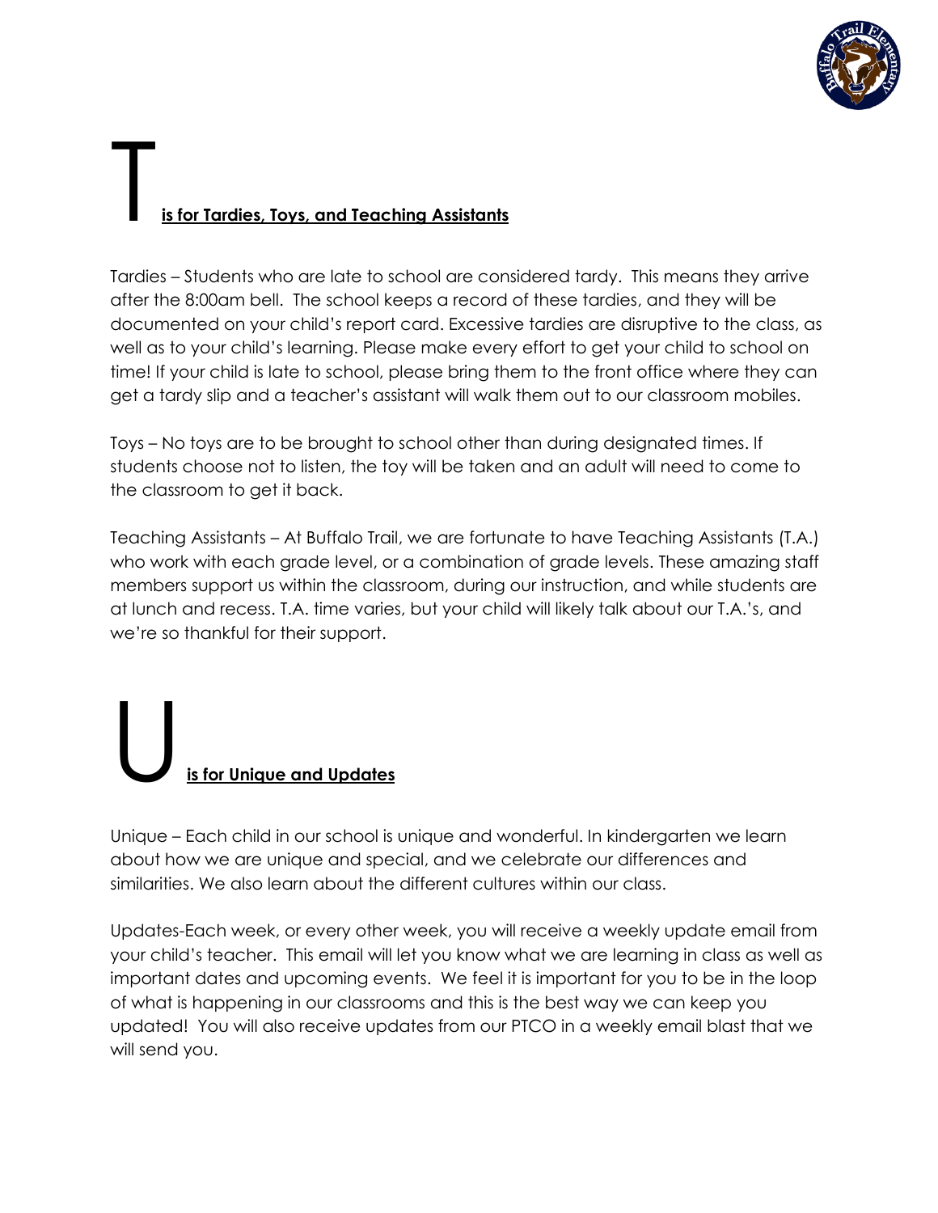## T is for Tardies, Toys, and Teaching Assistants

Tardies – Students who are late to school are considered tardy. This means they arrive after the 8:00am bell. The school keeps a record of these tardies, and they will be documented on your child's report card. Excessive tardies are disruptive to the class, as well as to your child's learning. Please make every effort to get your child to school on time! If your child is late to school, please bring them to the front office where they can get a tardy slip and a teacher's assistant will walk them out to our classroom mobiles.

Toys – No toys are to be brought to school other than during designated times. If students choose not to listen, the toy will be taken and an adult will need to come to the classroom to get it back.

Teaching Assistants – At Buffalo Trail, we are fortunate to have Teaching Assistants (T.A.) who work with each grade level, or a combination of grade levels. These amazing staff members support us within the classroom, during our instruction, and while students are at lunch and recess. T.A. time varies, but your child will likely talk about our T.A.'s, and we're so thankful for their support.

## U is for Unique and Updates

Unique – Each child in our school is unique and wonderful. In kindergarten we learn about how we are unique and special, and we celebrate our differences and similarities. We also learn about the different cultures within our class.

Updates-Each week, or every other week, you will receive a weekly update email from your child's teacher. This email will let you know what we are learning in class as well as important dates and upcoming events. We feel it is important for you to be in the loop of what is happening in our classrooms and this is the best way we can keep you updated! You will also receive updates from our PTCO in a weekly email blast that we will send you.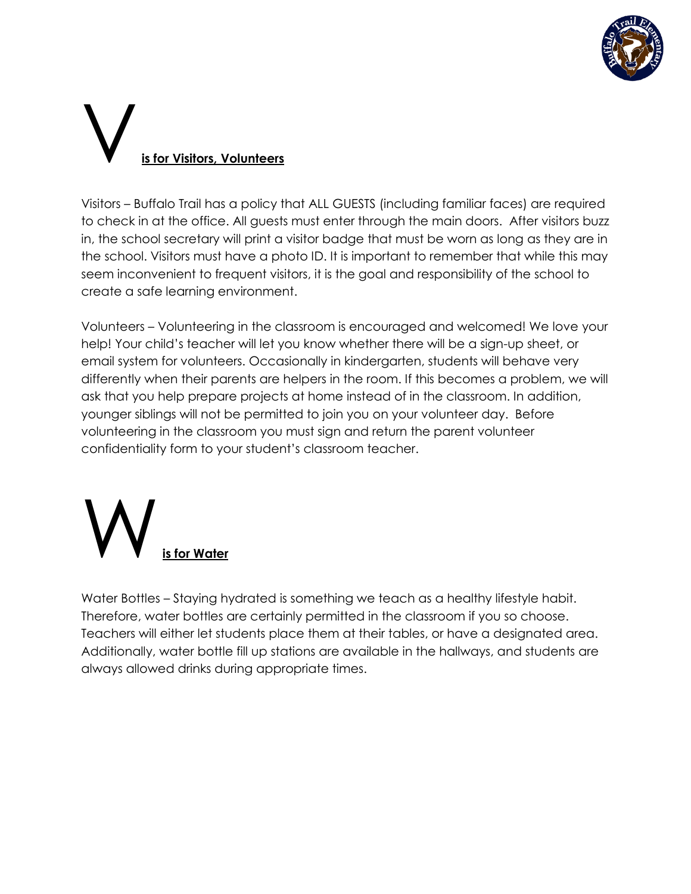## V is for Visitors, Volunteers

Visitors – Buffalo Trail has a policy that ALL GUESTS (including familiar faces) are required to check in at the office. All guests must enter through the main doors. After visitors buzz in, the school secretary will print a visitor badge that must be worn as long as they are in the school. Visitors must have a photo ID. It is important to remember that while this may seem inconvenient to frequent visitors, it is the goal and responsibility of the school to create a safe learning environment.

Volunteers – Volunteering in the classroom is encouraged and welcomed! We love your help! Your child's teacher will let you know whether there will be a sign-up sheet, or email system for volunteers. Occasionally in kindergarten, students will behave very differently when their parents are helpers in the room. If this becomes a problem, we will ask that you help prepare projects at home instead of in the classroom. In addition, younger siblings will not be permitted to join you on your volunteer day. Before volunteering in the classroom you must sign and return the parent volunteer confidentiality form to your student's classroom teacher.

## W is for Water

Water Bottles – Staying hydrated is something we teach as a healthy lifestyle habit. Therefore, water bottles are certainly permitted in the classroom if you so choose. Teachers will either let students place them at their tables, or have a designated area. Additionally, water bottle fill up stations are available in the hallways, and students are always allowed drinks during appropriate times.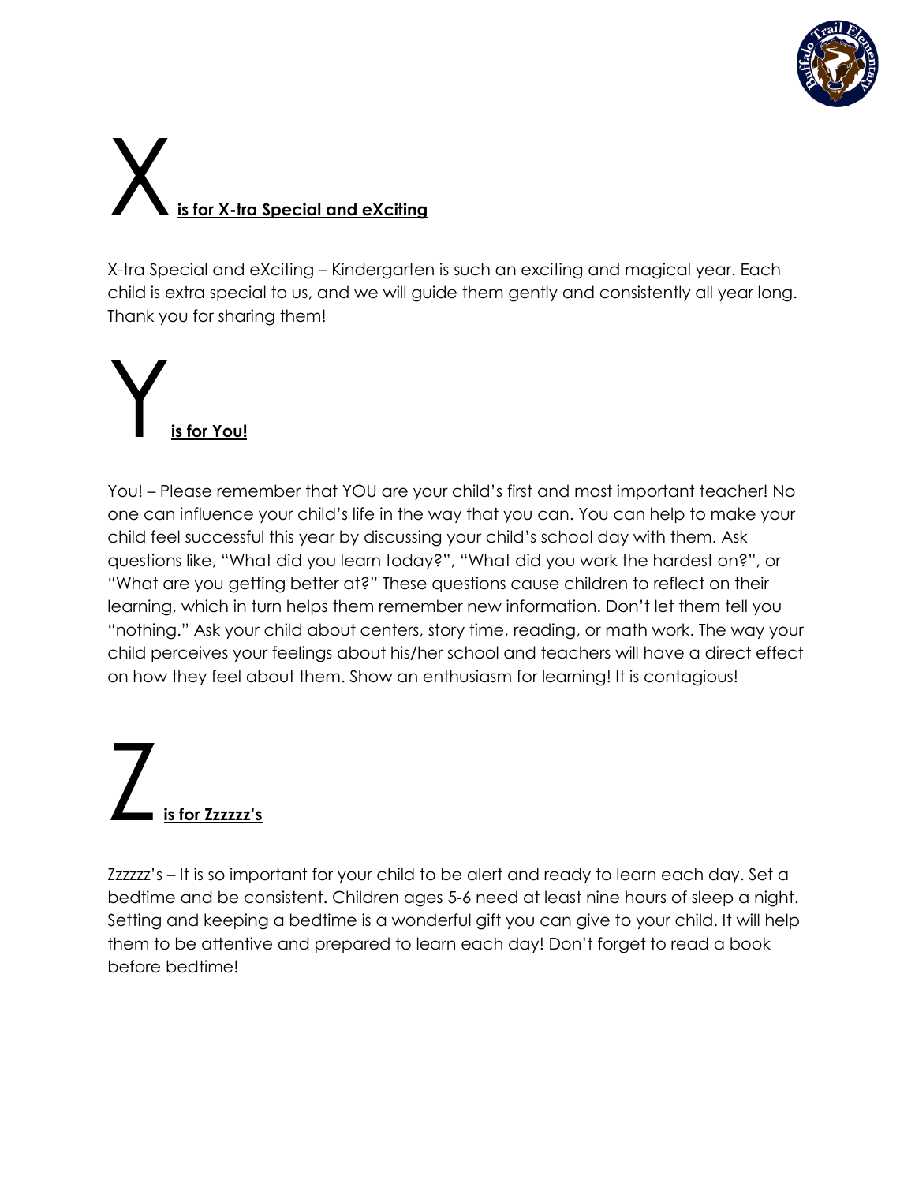## X is for X-tra Special and eXciting

X-tra Special and eXciting – Kindergarten is such an exciting and magical year. Each child is extra special to us, and we will guide them gently and consistently all year long. Thank you for sharing them!

## Y is for You!

You! – Please remember that YOU are your child's first and most important teacher! No one can influence your child's life in the way that you can. You can help to make your child feel successful this year by discussing your child's school day with them. Ask questions like, "What did you learn today?", "What did you work the hardest on?", or "What are you getting better at?" These questions cause children to reflect on their learning, which in turn helps them remember new information. Don't let them tell you "nothing." Ask your child about centers, story time, reading, or math work. The way your child perceives your feelings about his/her school and teachers will have a direct effect on how they feel about them. Show an enthusiasm for learning! It is contagious!

## Z is for Zzzzzz's

Zzzzzz's – It is so important for your child to be alert and ready to learn each day. Set a bedtime and be consistent. Children ages 5-6 need at least nine hours of sleep a night. Setting and keeping a bedtime is a wonderful gift you can give to your child. It will help them to be attentive and prepared to learn each day! Don't forget to read a book before bedtime!